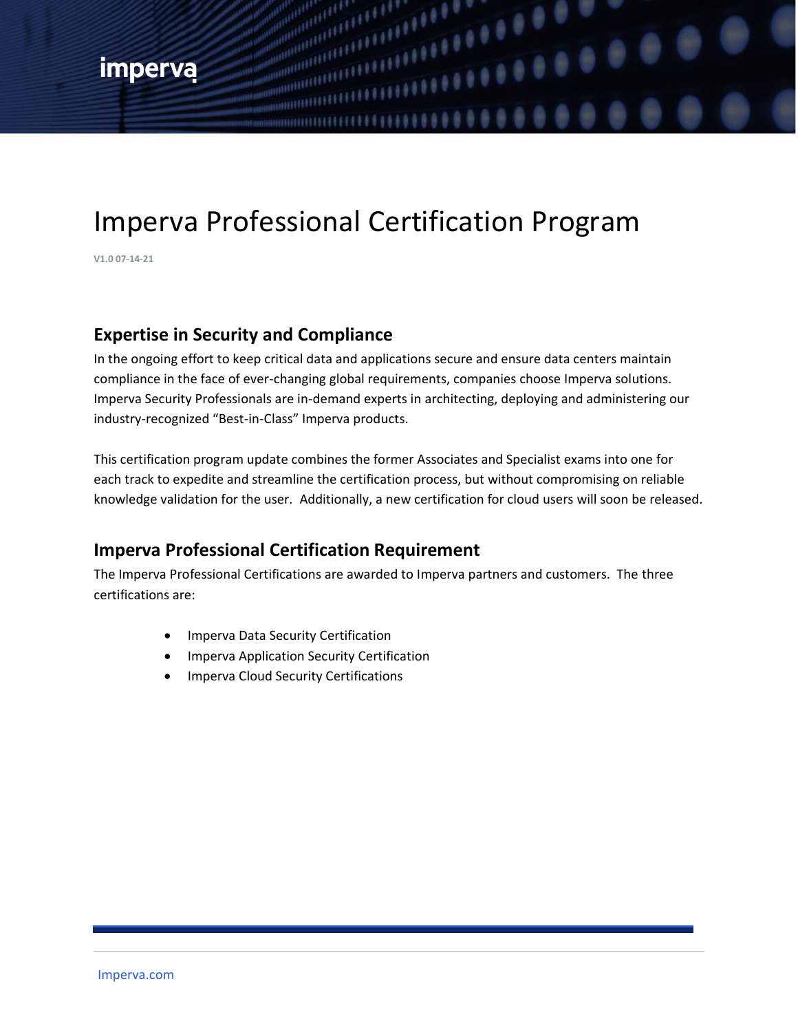# Imperva Professional Certification Program

**V1.0 07-14-21**

## Expertise in Security and Compliance

In the ongoing effort to keep critical data and applications secure and ensure data centers maintain compliance in the face of ever-changing global requirements, companies choose Imperva solutions. Imperva Security Professionals are in-demand experts in architecting, deploying and administering our industry-recognized "Best-in-Class" Imperva products.

This certification program update combines the former Associates and Specialist exams into one for each track to expedite and streamline the certification process, but without compromising on reliable knowledge validation for the user. Additionally, a new certification for cloud users will soon be released.

## Imperva Professional Certification Requirement

The Imperva Professional Certifications are awarded to Imperva partners and customers. The three certifications are:

- Imperva Data Security Certification
- Imperva Application Security Certification
- Imperva Cloud Security Certifications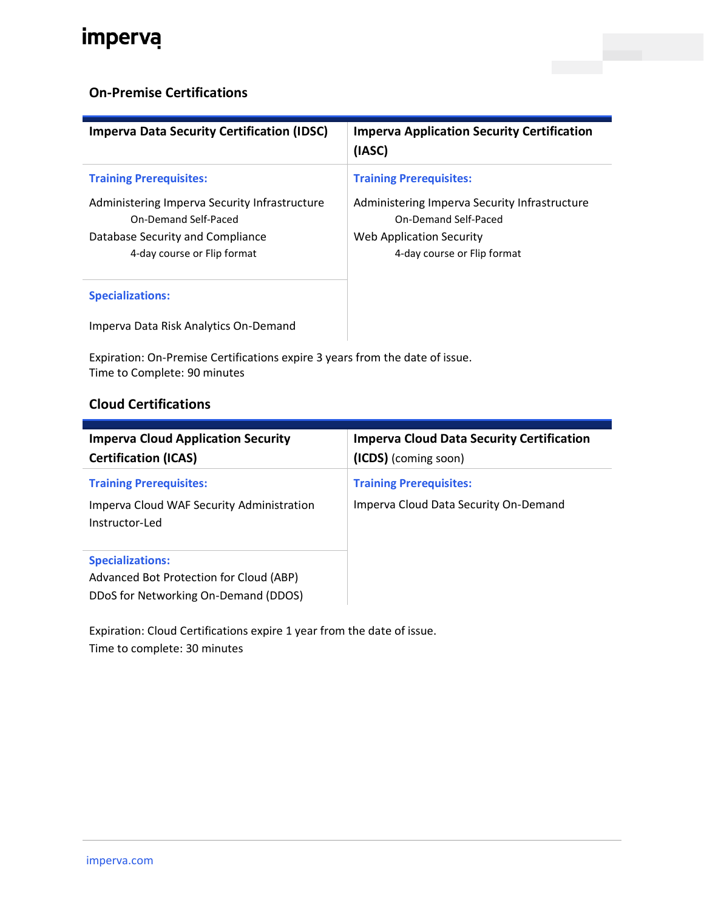## On-Premise Certifications

| Imperva Data Security Certification (IDSC) | Imperva Application Security Certification (IASC) |
|---|---|
| **Training Prerequisites:**<br>Administering Imperva Security Infrastructure<br>On-Demand Self-Paced<br>Database Security and Compliance<br>4-day course or Flip format | **Training Prerequisites:**<br>Administering Imperva Security Infrastructure<br>On-Demand Self-Paced<br>Web Application Security<br>4-day course or Flip format |
| **Specializations:**<br>Imperva Data Risk Analytics On-Demand | |

Expiration: On-Premise Certifications expire 3 years from the date of issue.
Time to Complete: 90 minutes

## Cloud Certifications

| Imperva Cloud Application Security Certification (ICAS) | Imperva Cloud Data Security Certification (ICDS) (coming soon) |
|---|---|
| **Training Prerequisites:**<br>Imperva Cloud WAF Security Administration Instructor-Led | **Training Prerequisites:**<br>Imperva Cloud Data Security On-Demand |
| **Specializations:**<br>Advanced Bot Protection for Cloud (ABP)<br>DDoS for Networking On-Demand (DDOS) | |

Expiration: Cloud Certifications expire 1 year from the date of issue.
Time to complete: 30 minutes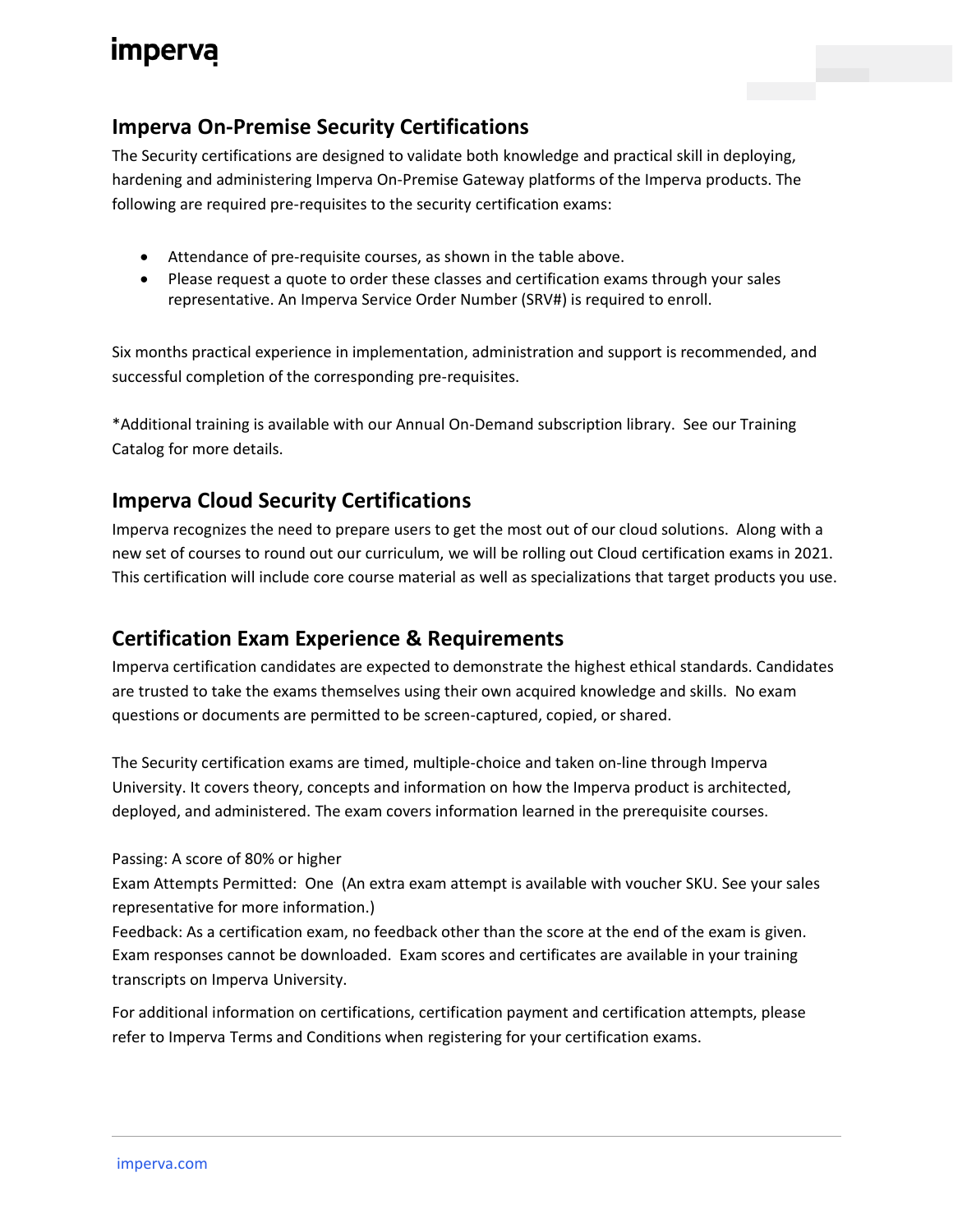## Imperva On-Premise Security Certifications

The Security certifications are designed to validate both knowledge and practical skill in deploying, hardening and administering Imperva On-Premise Gateway platforms of the Imperva products. The following are required pre-requisites to the security certification exams:

- Attendance of pre-requisite courses, as shown in the table above.
- Please request a quote to order these classes and certification exams through your sales representative. An Imperva Service Order Number (SRV#) is required to enroll.

Six months practical experience in implementation, administration and support is recommended, and successful completion of the corresponding pre-requisites.

*Additional training is available with our Annual On-Demand subscription library. See our Training Catalog for more details.

## Imperva Cloud Security Certifications

Imperva recognizes the need to prepare users to get the most out of our cloud solutions. Along with a new set of courses to round out our curriculum, we will be rolling out Cloud certification exams in 2021. This certification will include core course material as well as specializations that target products you use.

## Certification Exam Experience & Requirements

Imperva certification candidates are expected to demonstrate the highest ethical standards. Candidates are trusted to take the exams themselves using their own acquired knowledge and skills. No exam questions or documents are permitted to be screen-captured, copied, or shared.

The Security certification exams are timed, multiple-choice and taken on-line through Imperva University. It covers theory, concepts and information on how the Imperva product is architected, deployed, and administered. The exam covers information learned in the prerequisite courses.

Passing: A score of 80% or higher
Exam Attempts Permitted: One (An extra exam attempt is available with voucher SKU. See your sales representative for more information.)
Feedback: As a certification exam, no feedback other than the score at the end of the exam is given. Exam responses cannot be downloaded. Exam scores and certificates are available in your training transcripts on Imperva University.

For additional information on certifications, certification payment and certification attempts, please refer to Imperva Terms and Conditions when registering for your certification exams.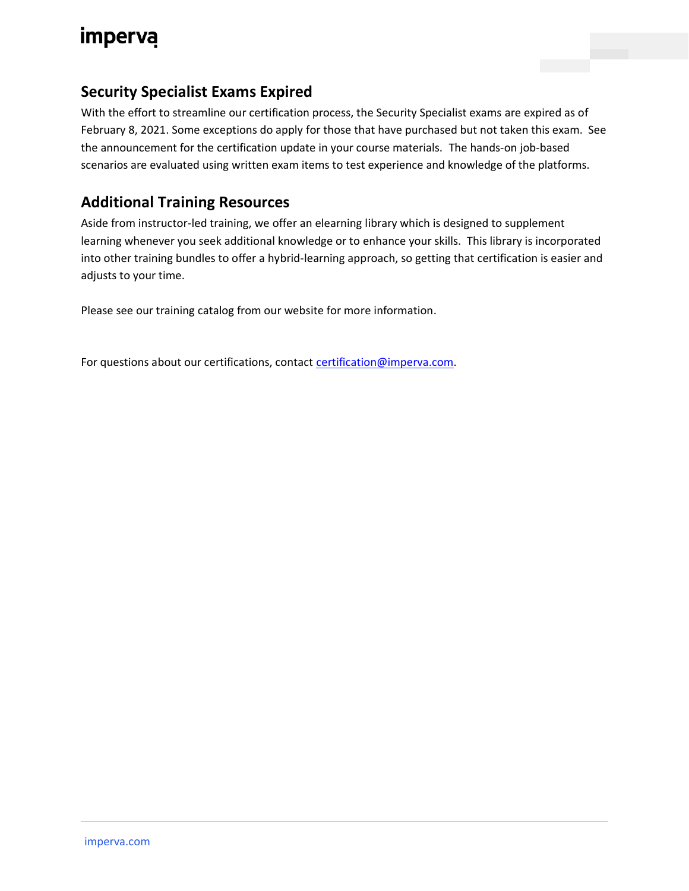## Security Specialist Exams Expired

With the effort to streamline our certification process, the Security Specialist exams are expired as of February 8, 2021. Some exceptions do apply for those that have purchased but not taken this exam. See the announcement for the certification update in your course materials. The hands-on job-based scenarios are evaluated using written exam items to test experience and knowledge of the platforms.

## Additional Training Resources

Aside from instructor-led training, we offer an elearning library which is designed to supplement learning whenever you seek additional knowledge or to enhance your skills. This library is incorporated into other training bundles to offer a hybrid-learning approach, so getting that certification is easier and adjusts to your time.

Please see our training catalog from our website for more information.

For questions about our certifications, contact [certification@imperva.com](mailto:certification@imperva.com).